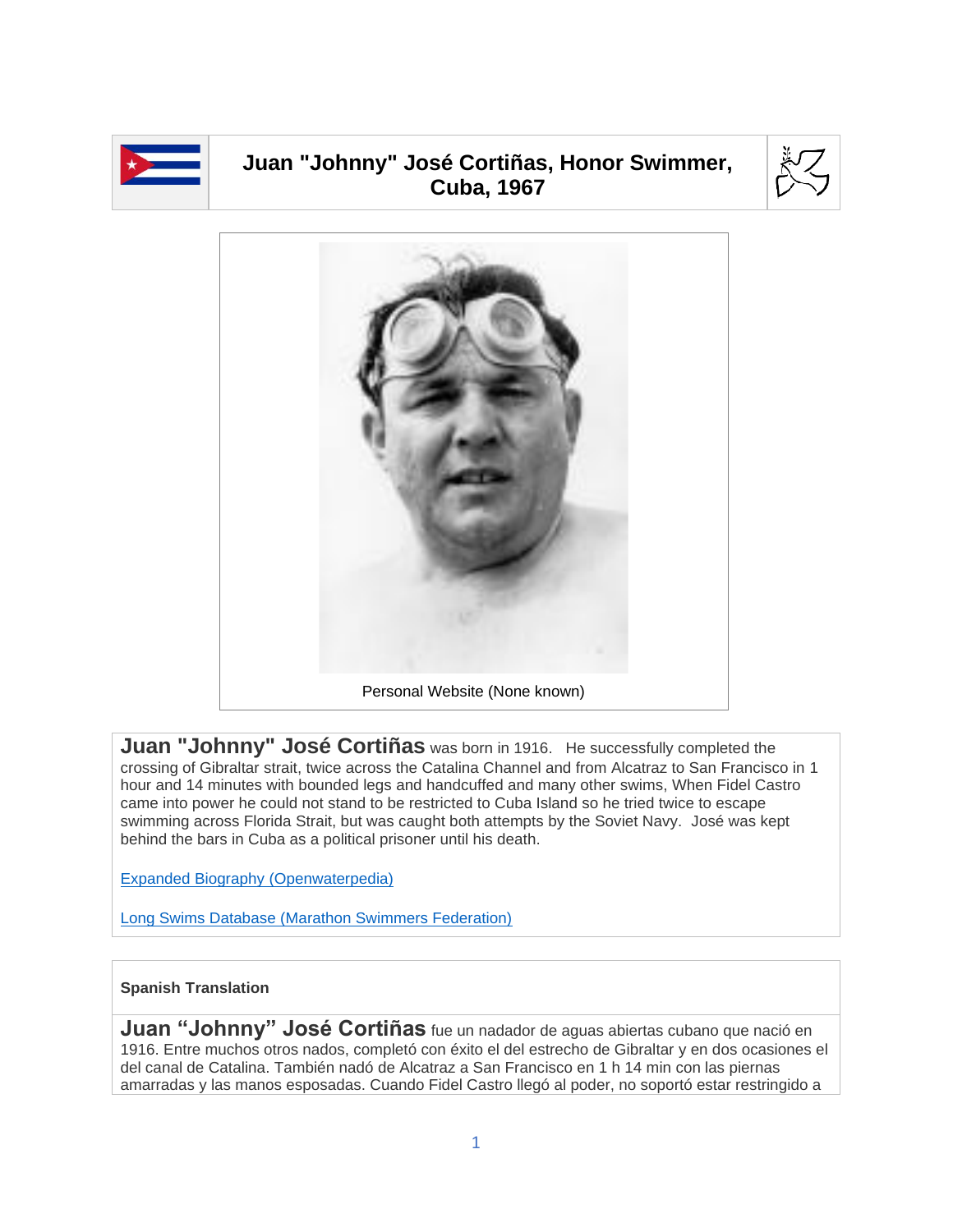# Juan "Johnny" José Cortiñas, Honor Swimmer, Cuba, 1967

Personal Website (None known)

**Juan "Johnny" José Cortiñas** was born in 1916. He successfully completed the crossing of Gibraltar strait, twice across the Catalina Channel and from Alcatraz to San Francisco in 1 hour and 14 minutes with bounded legs and handcuffed and many other swims, When Fidel Castro came into power he could not stand to be restricted to Cuba Island so he tried twice to escape swimming across Florida Strait, but was caught both attempts by the Soviet Navy. José was kept behind the bars in Cuba as a political prisoner until his death.

Expanded Biography (Openwaterpedia)

Long Swims Database (Marathon Swimmers Federation)

**Spanish Translation**

**Juan “Johnny” José Cortiñas** fue un nadador de aguas abiertas cubano que nació en 1916. Entre muchos otros nados, completó con éxito el del estrecho de Gibraltar y en dos ocasiones el del canal de Catalina. También nadó de Alcatraz a San Francisco en 1 h 14 min con las piernas amarradas y las manos esposadas. Cuando Fidel Castro llegó al poder, no soportó estar restringido a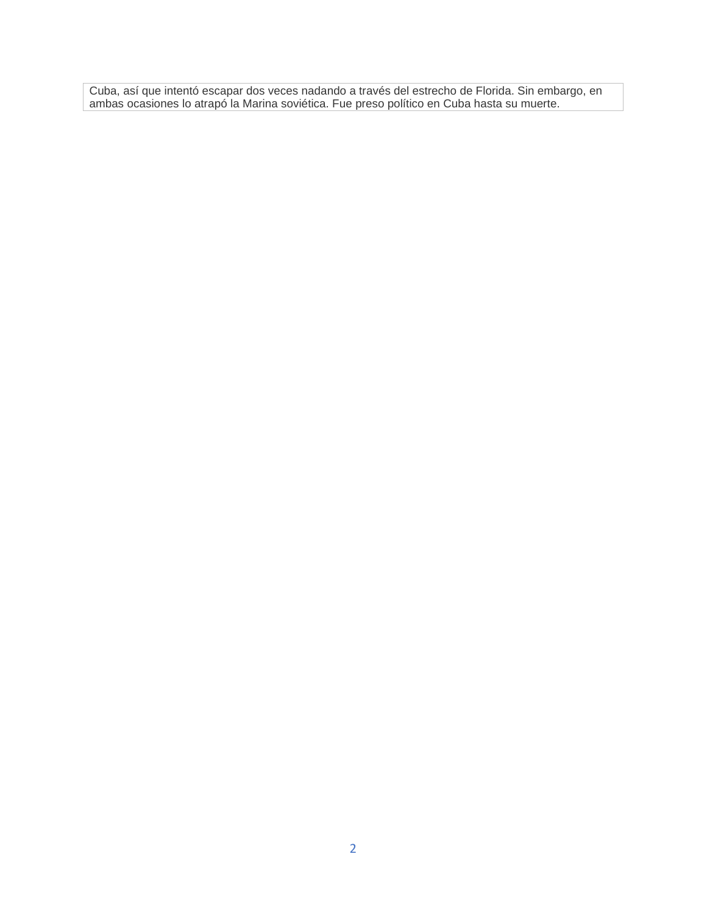| |
|---|
| Cuba, así que intentó escapar dos veces nadando a través del estrecho de Florida. Sin embargo, en ambas ocasiones lo atrapó la Marina soviética. Fue preso político en Cuba hasta su muerte. |